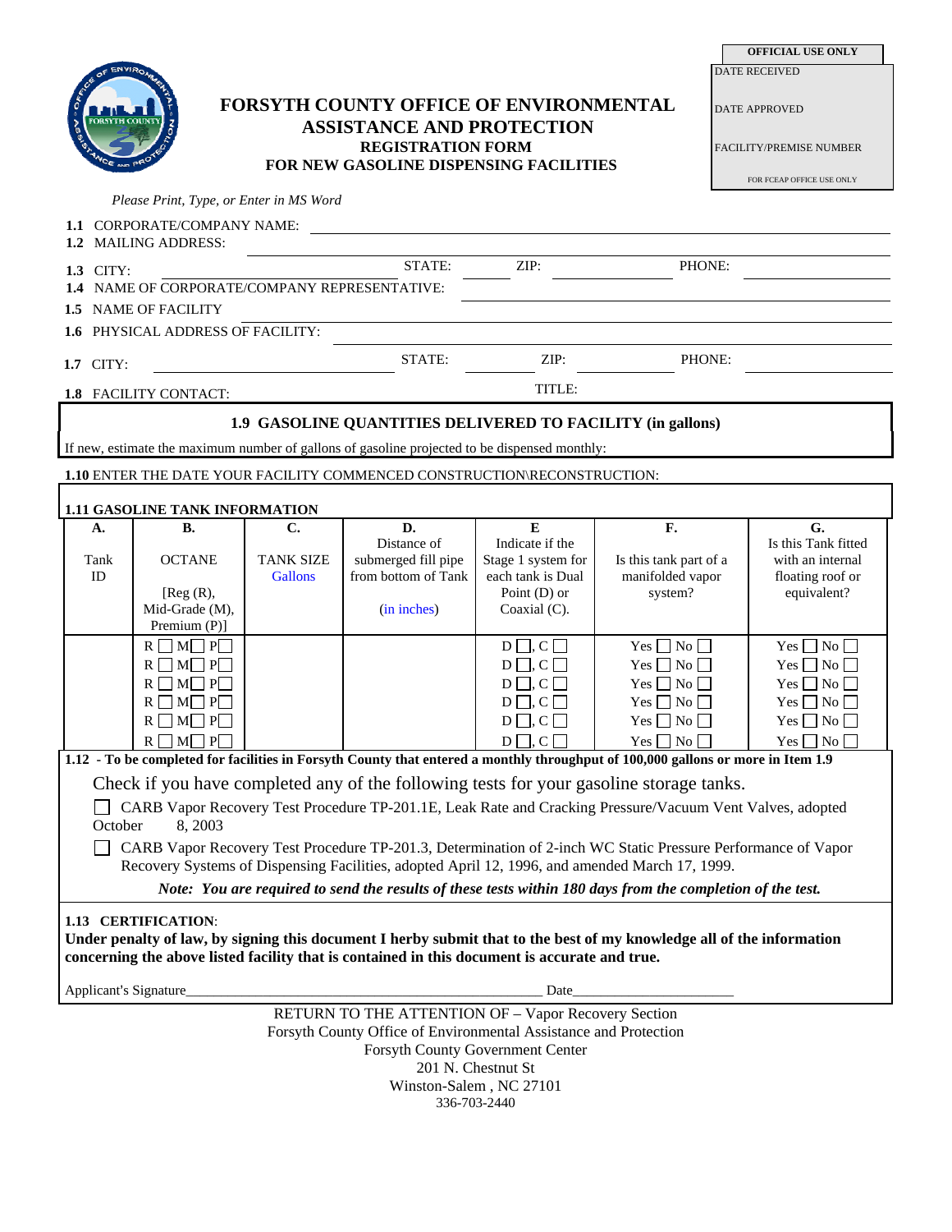| OFFICIAL USE ONLY |
| --- |
| DATE RECEIVED |
| DATE APPROVED |
| FACILITY/PREMISE NUMBER |
| FOR FCEAP OFFICE USE ONLY |

# FORSYTH COUNTY OFFICE OF ENVIRONMENTAL ASSISTANCE AND PROTECTION

## REGISTRATION FORM FOR NEW GASOLINE DISPENSING FACILITIES

*Please Print, Type, or Enter in MS Word*

**1.1** CORPORATE/COMPANY NAME: ______________________________

**1.2** MAILING ADDRESS: ______________________________

**1.3** CITY: ____________ STATE: ______ ZIP: ____________ PHONE: ____________

**1.4** NAME OF CORPORATE/COMPANY REPRESENTATIVE: ______________________________

**1.5** NAME OF FACILITY ______________________________

**1.6** PHYSICAL ADDRESS OF FACILITY: ______________________________

**1.7** CITY: ____________ STATE: ______ ZIP: ____________ PHONE: ____________

**1.8** FACILITY CONTACT: ____________ TITLE: ____________

### 1.9 GASOLINE QUANTITIES DELIVERED TO FACILITY (in gallons)

If new, estimate the maximum number of gallons of gasoline projected to be dispensed monthly:

**1.10** ENTER THE DATE YOUR FACILITY COMMENCED CONSTRUCTION\RECONSTRUCTION:

### 1.11 GASOLINE TANK INFORMATION

| A. Tank ID | B. OCTANE [Reg (R), Mid-Grade (M), Premium (P)] | C. TANK SIZE Gallons | D. Distance of submerged fill pipe from bottom of Tank (in inches) | E Indicate if the Stage 1 system for each tank is Dual Point (D) or Coaxial (C). | F. Is this tank part of a manifolded vapor system? | G. Is this Tank fitted with an internal floating roof or equivalent? |
| --- | --- | --- | --- | --- | --- | --- |
| | R ☐ M☐ P☐ | | | D ☐, C ☐ | Yes ☐ No ☐ | Yes ☐ No ☐ |
| | R ☐ M☐ P☐ | | | D ☐, C ☐ | Yes ☐ No ☐ | Yes ☐ No ☐ |
| | R ☐ M☐ P☐ | | | D ☐, C ☐ | Yes ☐ No ☐ | Yes ☐ No ☐ |
| | R ☐ M☐ P☐ | | | D ☐, C ☐ | Yes ☐ No ☐ | Yes ☐ No ☐ |
| | R ☐ M☐ P☐ | | | D ☐, C ☐ | Yes ☐ No ☐ | Yes ☐ No ☐ |
| | R ☐ M☐ P☐ | | | D ☐, C ☐ | Yes ☐ No ☐ | Yes ☐ No ☐ |

**1.12 - To be completed for facilities in Forsyth County that entered a monthly throughput of 100,000 gallons or more in Item 1.9**

Check if you have completed any of the following tests for your gasoline storage tanks.

☐ CARB Vapor Recovery Test Procedure TP-201.1E, Leak Rate and Cracking Pressure/Vacuum Vent Valves, adopted October 8, 2003

☐ CARB Vapor Recovery Test Procedure TP-201.3, Determination of 2-inch WC Static Pressure Performance of Vapor Recovery Systems of Dispensing Facilities, adopted April 12, 1996, and amended March 17, 1999.

***Note: You are required to send the results of these tests within 180 days from the completion of the test.***

**1.13 CERTIFICATION**:

**Under penalty of law, by signing this document I herby submit that to the best of my knowledge all of the information concerning the above listed facility that is contained in this document is accurate and true.**

Applicant's Signature______________________________ Date____________________

RETURN TO THE ATTENTION OF – Vapor Recovery Section
Forsyth County Office of Environmental Assistance and Protection
Forsyth County Government Center
201 N. Chestnut St
Winston-Salem , NC 27101
336-703-2440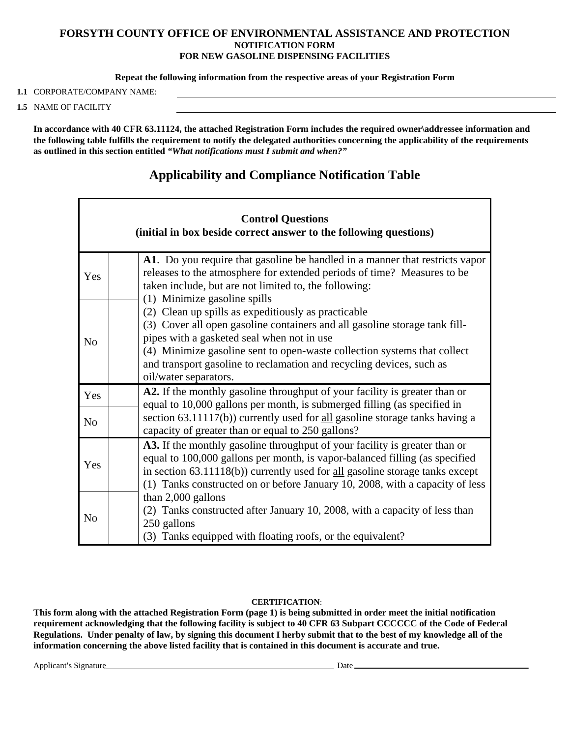# FORSYTH COUNTY OFFICE OF ENVIRONMENTAL ASSISTANCE AND PROTECTION

## NOTIFICATION FORM
## FOR NEW GASOLINE DISPENSING FACILITIES

**Repeat the following information from the respective areas of your Registration Form**

**1.1** CORPORATE/COMPANY NAME: ______________________________

**1.5** NAME OF FACILITY ______________________________

**In accordance with 40 CFR 63.11124, the attached Registration Form includes the required owner\addressee information and the following table fulfills the requirement to notify the delegated authorities concerning the applicability of the requirements as outlined in this section entitled *"What notifications must I submit and when?"***

## Applicability and Compliance Notification Table

| Control Questions<br>(initial in box beside correct answer to the following questions) | | |
|---|---|---|
| Yes | | **A1**. Do you require that gasoline be handled in a manner that restricts vapor releases to the atmosphere for extended periods of time? Measures to be taken include, but are not limited to, the following:<br>(1) Minimize gasoline spills<br>(2) Clean up spills as expeditiously as practicable<br>(3) Cover all open gasoline containers and all gasoline storage tank fill-pipes with a gasketed seal when not in use<br>(4) Minimize gasoline sent to open-waste collection systems that collect and transport gasoline to reclamation and recycling devices, such as oil/water separators. |
| No | | |
| Yes | | **A2.** If the monthly gasoline throughput of your facility is greater than or equal to 10,000 gallons per month, is submerged filling (as specified in section 63.11117(b)) currently used for all gasoline storage tanks having a capacity of greater than or equal to 250 gallons? |
| No | | |
| Yes | | **A3.** If the monthly gasoline throughput of your facility is greater than or equal to 100,000 gallons per month, is vapor-balanced filling (as specified in section 63.11118(b)) currently used for all gasoline storage tanks except<br>(1) Tanks constructed on or before January 10, 2008, with a capacity of less than 2,000 gallons<br>(2) Tanks constructed after January 10, 2008, with a capacity of less than 250 gallons<br>(3) Tanks equipped with floating roofs, or the equivalent? |
| No | | |

**CERTIFICATION**:

**This form along with the attached Registration Form (page 1) is being submitted in order meet the initial notification requirement acknowledging that the following facility is subject to 40 CFR 63 Subpart CCCCCC of the Code of Federal Regulations. Under penalty of law, by signing this document I herby submit that to the best of my knowledge all of the information concerning the above listed facility that is contained in this document is accurate and true.**

Applicant's Signature ______________________________ Date ______________________________